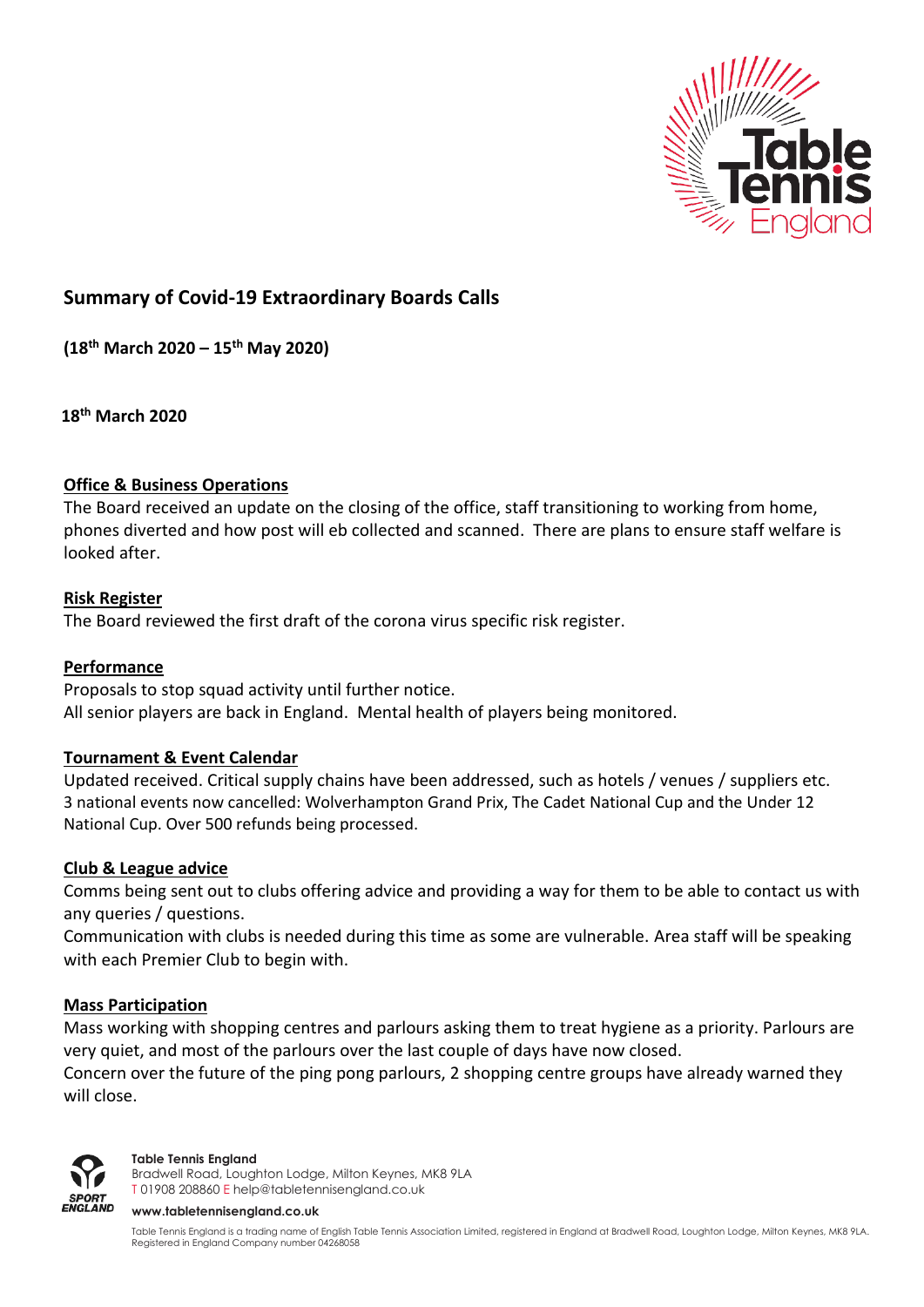# Summary of Covid-19 Extraordinary Boards Calls

**(18th March 2020 – 15th May 2020)**

## 18th March 2020

### Office & Business Operations

The Board received an update on the closing of the office, staff transitioning to working from home, phones diverted and how post will eb collected and scanned. There are plans to ensure staff welfare is looked after.

### Risk Register

The Board reviewed the first draft of the corona virus specific risk register.

### Performance

Proposals to stop squad activity until further notice.
All senior players are back in England. Mental health of players being monitored.

### Tournament & Event Calendar

Updated received. Critical supply chains have been addressed, such as hotels / venues / suppliers etc. 3 national events now cancelled: Wolverhampton Grand Prix, The Cadet National Cup and the Under 12 National Cup. Over 500 refunds being processed.

### Club & League advice

Comms being sent out to clubs offering advice and providing a way for them to be able to contact us with any queries / questions.
Communication with clubs is needed during this time as some are vulnerable. Area staff will be speaking with each Premier Club to begin with.

### Mass Participation

Mass working with shopping centres and parlours asking them to treat hygiene as a priority. Parlours are very quiet, and most of the parlours over the last couple of days have now closed.
Concern over the future of the ping pong parlours, 2 shopping centre groups have already warned they will close.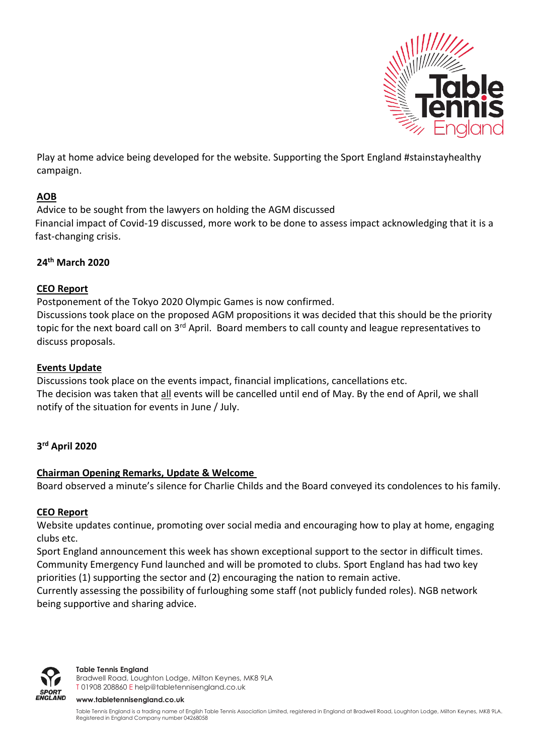Play at home advice being developed for the website. Supporting the Sport England #stainstayhealthy campaign.

**AOB**

Advice to be sought from the lawyers on holding the AGM discussed
Financial impact of Covid-19 discussed, more work to be done to assess impact acknowledging that it is a fast-changing crisis.

**24th March 2020**

**CEO Report**

Postponement of the Tokyo 2020 Olympic Games is now confirmed.
Discussions took place on the proposed AGM propositions it was decided that this should be the priority topic for the next board call on 3rd April. Board members to call county and league representatives to discuss proposals.

**Events Update**

Discussions took place on the events impact, financial implications, cancellations etc.
The decision was taken that all events will be cancelled until end of May. By the end of April, we shall notify of the situation for events in June / July.

**3rd April 2020**

**Chairman Opening Remarks, Update & Welcome**

Board observed a minute's silence for Charlie Childs and the Board conveyed its condolences to his family.

**CEO Report**

Website updates continue, promoting over social media and encouraging how to play at home, engaging clubs etc.
Sport England announcement this week has shown exceptional support to the sector in difficult times. Community Emergency Fund launched and will be promoted to clubs. Sport England has had two key priorities (1) supporting the sector and (2) encouraging the nation to remain active.
Currently assessing the possibility of furloughing some staff (not publicly funded roles). NGB network being supportive and sharing advice.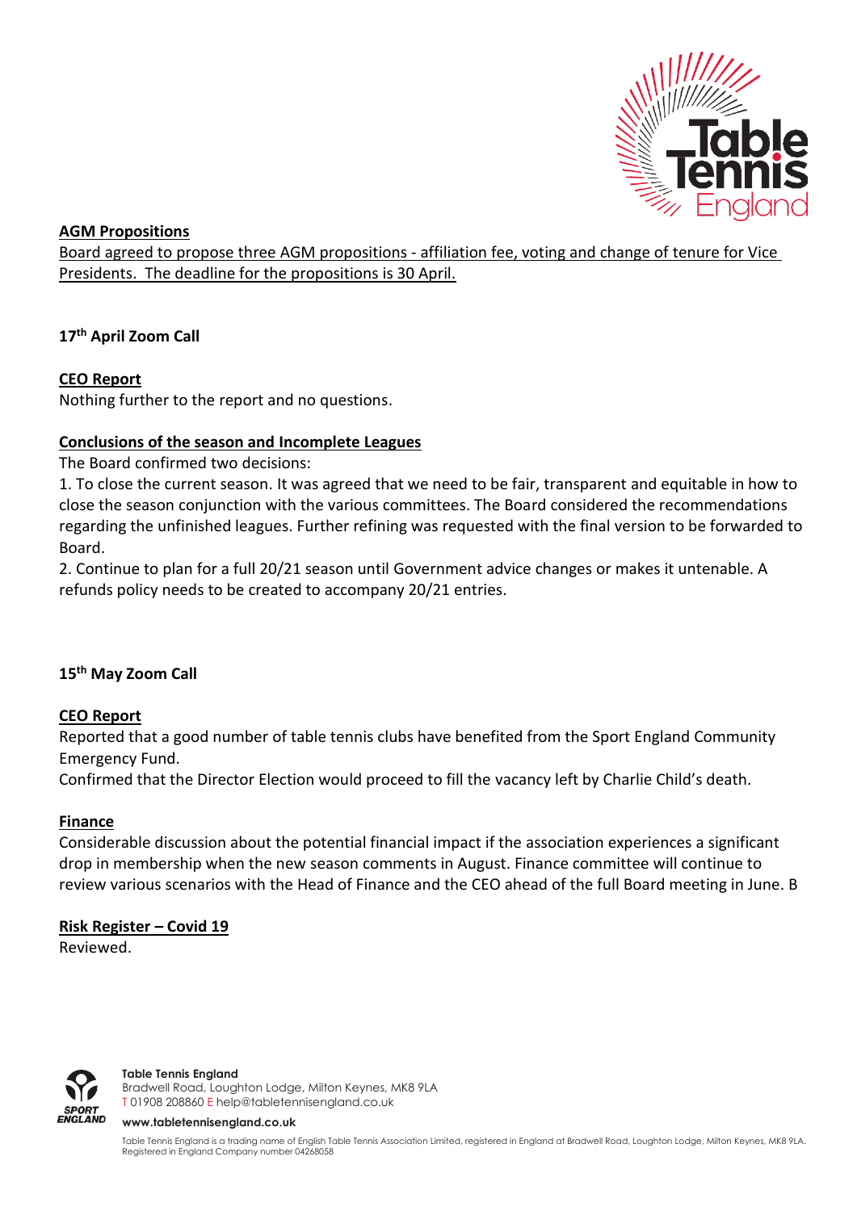**AGM Propositions**

Board agreed to propose three AGM propositions - affiliation fee, voting and change of tenure for Vice Presidents. The deadline for the propositions is 30 April.

**17th April Zoom Call**

**CEO Report**

Nothing further to the report and no questions.

**Conclusions of the season and Incomplete Leagues**

The Board confirmed two decisions:

1. To close the current season. It was agreed that we need to be fair, transparent and equitable in how to close the season conjunction with the various committees. The Board considered the recommendations regarding the unfinished leagues. Further refining was requested with the final version to be forwarded to Board.
2. Continue to plan for a full 20/21 season until Government advice changes or makes it untenable. A refunds policy needs to be created to accompany 20/21 entries.

**15th May Zoom Call**

**CEO Report**

Reported that a good number of table tennis clubs have benefited from the Sport England Community Emergency Fund.

Confirmed that the Director Election would proceed to fill the vacancy left by Charlie Child's death.

**Finance**

Considerable discussion about the potential financial impact if the association experiences a significant drop in membership when the new season comments in August. Finance committee will continue to review various scenarios with the Head of Finance and the CEO ahead of the full Board meeting in June. B

**Risk Register – Covid 19**

Reviewed.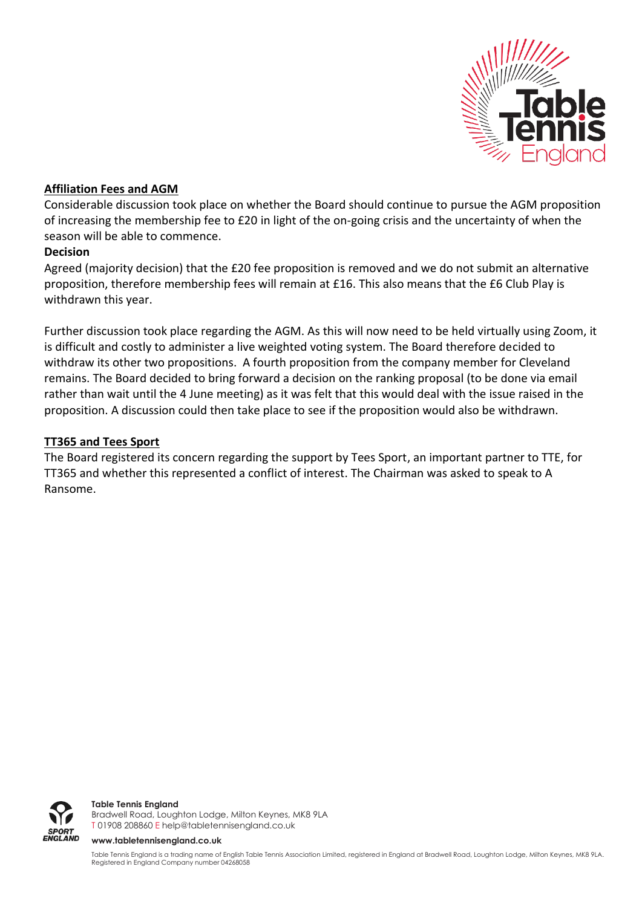## Affiliation Fees and AGM

Considerable discussion took place on whether the Board should continue to pursue the AGM proposition of increasing the membership fee to £20 in light of the on-going crisis and the uncertainty of when the season will be able to commence.

**Decision**

Agreed (majority decision) that the £20 fee proposition is removed and we do not submit an alternative proposition, therefore membership fees will remain at £16. This also means that the £6 Club Play is withdrawn this year.

Further discussion took place regarding the AGM. As this will now need to be held virtually using Zoom, it is difficult and costly to administer a live weighted voting system. The Board therefore decided to withdraw its other two propositions. A fourth proposition from the company member for Cleveland remains. The Board decided to bring forward a decision on the ranking proposal (to be done via email rather than wait until the 4 June meeting) as it was felt that this would deal with the issue raised in the proposition. A discussion could then take place to see if the proposition would also be withdrawn.

## TT365 and Tees Sport

The Board registered its concern regarding the support by Tees Sport, an important partner to TTE, for TT365 and whether this represented a conflict of interest. The Chairman was asked to speak to A Ransome.